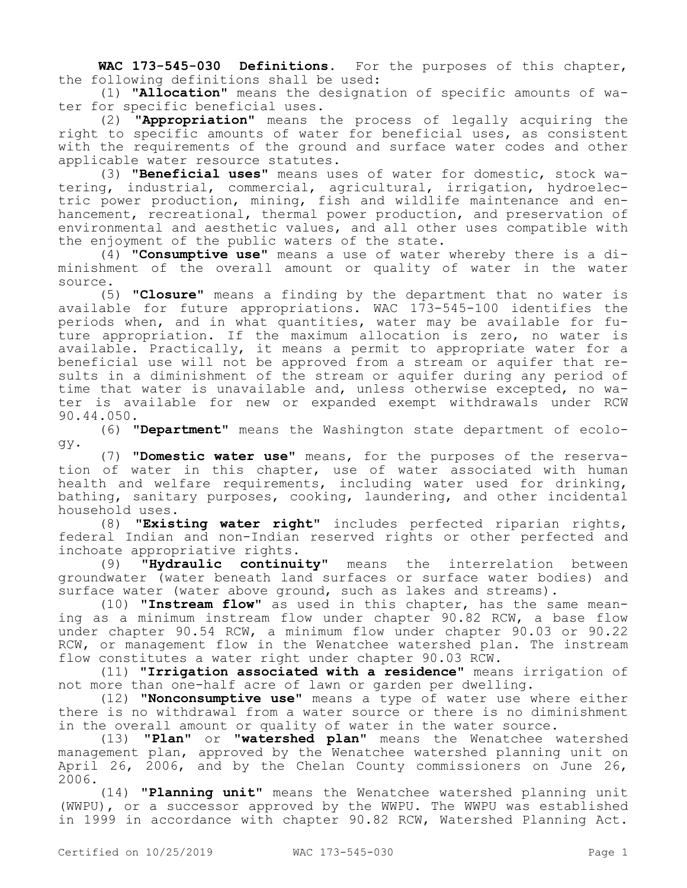**WAC 173-545-030 Definitions.** For the purposes of this chapter, the following definitions shall be used:

(1) "**Allocation**" means the designation of specific amounts of water for specific beneficial uses.

(2) "**Appropriation**" means the process of legally acquiring the right to specific amounts of water for beneficial uses, as consistent with the requirements of the ground and surface water codes and other applicable water resource statutes.

(3) "**Beneficial uses**" means uses of water for domestic, stock watering, industrial, commercial, agricultural, irrigation, hydroelectric power production, mining, fish and wildlife maintenance and enhancement, recreational, thermal power production, and preservation of environmental and aesthetic values, and all other uses compatible with the enjoyment of the public waters of the state.

(4) "**Consumptive use**" means a use of water whereby there is a diminishment of the overall amount or quality of water in the water source.

(5) "**Closure**" means a finding by the department that no water is available for future appropriations. WAC 173-545-100 identifies the periods when, and in what quantities, water may be available for future appropriation. If the maximum allocation is zero, no water is available. Practically, it means a permit to appropriate water for a beneficial use will not be approved from a stream or aquifer that results in a diminishment of the stream or aquifer during any period of time that water is unavailable and, unless otherwise excepted, no water is available for new or expanded exempt withdrawals under RCW 90.44.050.

(6) "**Department**" means the Washington state department of ecology.

(7) "**Domestic water use**" means, for the purposes of the reservation of water in this chapter, use of water associated with human health and welfare requirements, including water used for drinking, bathing, sanitary purposes, cooking, laundering, and other incidental household uses.

(8) "**Existing water right**" includes perfected riparian rights, federal Indian and non-Indian reserved rights or other perfected and inchoate appropriative rights.

(9) "**Hydraulic continuity**" means the interrelation between groundwater (water beneath land surfaces or surface water bodies) and surface water (water above ground, such as lakes and streams).

(10) "**Instream flow**" as used in this chapter, has the same meaning as a minimum instream flow under chapter 90.82 RCW, a base flow under chapter 90.54 RCW, a minimum flow under chapter 90.03 or 90.22 RCW, or management flow in the Wenatchee watershed plan. The instream flow constitutes a water right under chapter 90.03 RCW.

(11) "**Irrigation associated with a residence**" means irrigation of not more than one-half acre of lawn or garden per dwelling.

(12) "**Nonconsumptive use**" means a type of water use where either there is no withdrawal from a water source or there is no diminishment in the overall amount or quality of water in the water source.

(13) "**Plan**" or "**watershed plan**" means the Wenatchee watershed management plan, approved by the Wenatchee watershed planning unit on April 26, 2006, and by the Chelan County commissioners on June 26, 2006.

(14) "**Planning unit**" means the Wenatchee watershed planning unit (WWPU), or a successor approved by the WWPU. The WWPU was established in 1999 in accordance with chapter 90.82 RCW, Watershed Planning Act.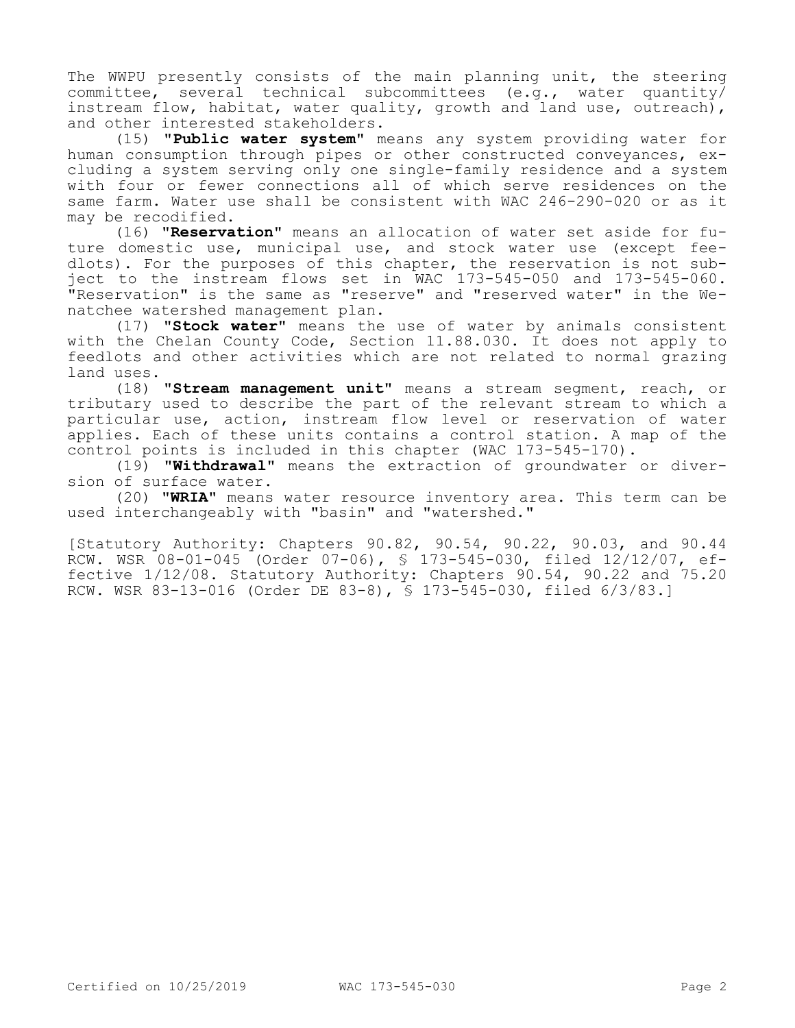The WWPU presently consists of the main planning unit, the steering committee, several technical subcommittees (e.g., water quantity/instream flow, habitat, water quality, growth and land use, outreach), and other interested stakeholders.

(15) "**Public water system**" means any system providing water for human consumption through pipes or other constructed conveyances, excluding a system serving only one single-family residence and a system with four or fewer connections all of which serve residences on the same farm. Water use shall be consistent with WAC 246-290-020 or as it may be recodified.

(16) "**Reservation**" means an allocation of water set aside for future domestic use, municipal use, and stock water use (except feedlots). For the purposes of this chapter, the reservation is not subject to the instream flows set in WAC 173-545-050 and 173-545-060. "Reservation" is the same as "reserve" and "reserved water" in the Wenatchee watershed management plan.

(17) "**Stock water**" means the use of water by animals consistent with the Chelan County Code, Section 11.88.030. It does not apply to feedlots and other activities which are not related to normal grazing land uses.

(18) "**Stream management unit**" means a stream segment, reach, or tributary used to describe the part of the relevant stream to which a particular use, action, instream flow level or reservation of water applies. Each of these units contains a control station. A map of the control points is included in this chapter (WAC 173-545-170).

(19) "**Withdrawal**" means the extraction of groundwater or diversion of surface water.

(20) "**WRIA**" means water resource inventory area. This term can be used interchangeably with "basin" and "watershed."

[Statutory Authority: Chapters 90.82, 90.54, 90.22, 90.03, and 90.44 RCW. WSR 08-01-045 (Order 07-06), § 173-545-030, filed 12/12/07, effective 1/12/08. Statutory Authority: Chapters 90.54, 90.22 and 75.20 RCW. WSR 83-13-016 (Order DE 83-8), § 173-545-030, filed 6/3/83.]